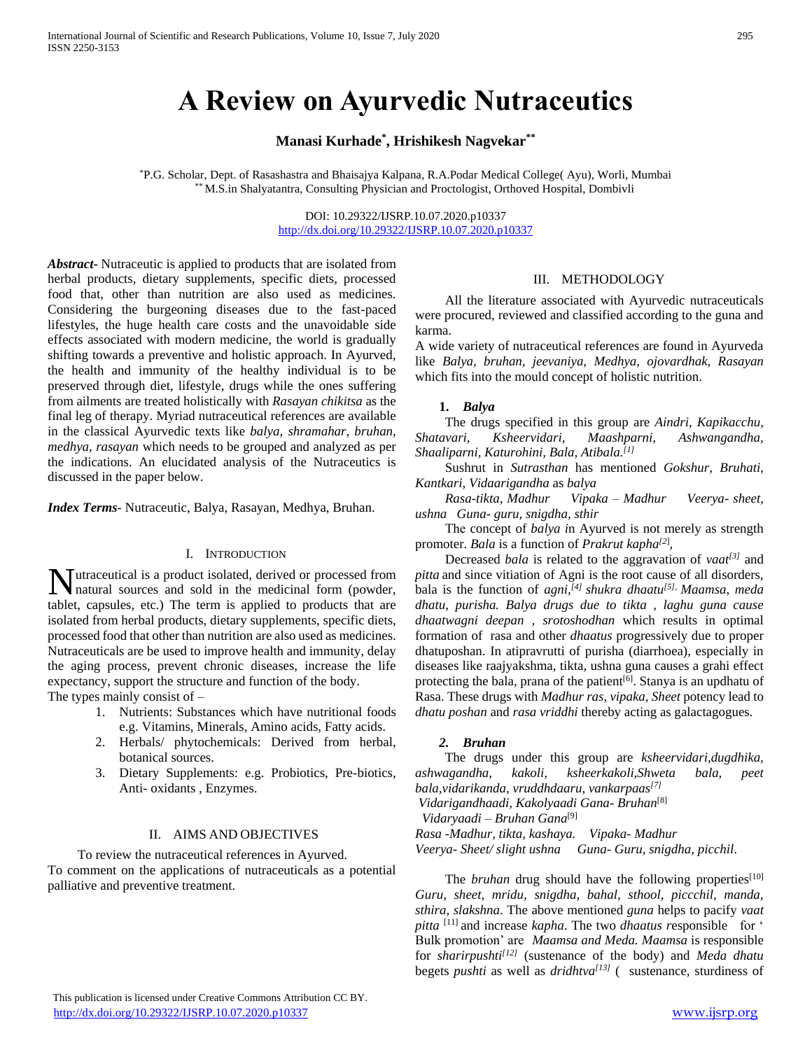# A Review on Ayurvedic Nutraceutics

**Manasi Kurhade[*], Hrishikesh Nagvekar[**]**

[*]P.G. Scholar, Dept. of Rasashastra and Bhaisajya Kalpana, R.A.Podar Medical College( Ayu), Worli, Mumbai
[**] M.S.in Shalyatantra, Consulting Physician and Proctologist, Orthoved Hospital, Dombivli

DOI: 10.29322/IJSRP.10.07.2020.p10337
http://dx.doi.org/10.29322/IJSRP.10.07.2020.p10337

***Abstract***- Nutraceutic is applied to products that are isolated from herbal products, dietary supplements, specific diets, processed food that, other than nutrition are also used as medicines. Considering the burgeoning diseases due to the fast-paced lifestyles, the huge health care costs and the unavoidable side effects associated with modern medicine, the world is gradually shifting towards a preventive and holistic approach. In Ayurved, the health and immunity of the healthy individual is to be preserved through diet, lifestyle, drugs while the ones suffering from ailments are treated holistically with *Rasayan chikitsa* as the final leg of therapy. Myriad nutraceutical references are available in the classical Ayurvedic texts like *balya, shramahar, bruhan, medhya, rasayan* which needs to be grouped and analyzed as per the indications. An elucidated analysis of the Nutraceutics is discussed in the paper below.

***Index Terms***- Nutraceutic, Balya, Rasayan, Medhya, Bruhan.

## I. Introduction

Nutraceutical is a product isolated, derived or processed from natural sources and sold in the medicinal form (powder, tablet, capsules, etc.) The term is applied to products that are isolated from herbal products, dietary supplements, specific diets, processed food that other than nutrition are also used as medicines. Nutraceuticals are be used to improve health and immunity, delay the aging process, prevent chronic diseases, increase the life expectancy, support the structure and function of the body.
The types mainly consist of –

1. Nutrients: Substances which have nutritional foods e.g. Vitamins, Minerals, Amino acids, Fatty acids.
2. Herbals/ phytochemicals: Derived from herbal, botanical sources.
3. Dietary Supplements: e.g. Probiotics, Pre-biotics, Anti- oxidants , Enzymes.

## II. Aims and Objectives

To review the nutraceutical references in Ayurved.
To comment on the applications of nutraceuticals as a potential palliative and preventive treatment.

## III. Methodology

All the literature associated with Ayurvedic nutraceuticals were procured, reviewed and classified according to the guna and karma.
A wide variety of nutraceutical references are found in Ayurveda like *Balya, bruhan, jeevaniya, Medhya, ojovardhak, Rasayan* which fits into the mould concept of holistic nutrition.

### 1. *Balya*

The drugs specified in this group are *Aindri, Kapikacchu, Shatavari, Ksheervidari, Maashparni, Ashwangandha, Shaaliparni, Katurohini, Bala, Atibala.*[1]

Sushrut in *Sutrasthan* has mentioned *Gokshur, Bruhati, Kantkari, Vidaarigandha* as *balya*

*Rasa-tikta, Madhur Vipaka – Madhur Veerya- sheet, ushna Guna- guru, snigdha, sthir*

The concept of *balya i*n Ayurved is not merely as strength promoter. *Bala* is a function of *Prakrut kapha*[2],

Decreased *bala* is related to the aggravation of *vaat*[3] and *pitta* and since vitiation of Agni is the root cause of all disorders, bala is the function of *agni,*[4] *shukra dhaatu*[5], *Maamsa, meda dhatu, purisha. Balya drugs due to tikta , laghu guna cause dhaatwagni deepan , srotoshodhan* which results in optimal formation of rasa and other *dhaatus* progressively due to proper dhatuposhan. In atipravrutti of purisha (diarrhoea), especially in diseases like raajyakshma, tikta, ushna guna causes a grahi effect protecting the bala, prana of the patient[6]. Stanya is an updhatu of Rasa. These drugs with *Madhur ras, vipaka, Sheet* potency lead to *dhatu poshan* and *rasa vriddhi* thereby acting as galactagogues.

### 2. *Bruhan*

The drugs under this group are *ksheervidari,dugdhika, ashwagandha, kakoli, ksheerkakoli,Shweta bala, peet bala,vidarikanda, vruddhdaaru, vankarpaas*[7]
*Vidarigandhaadi, Kakolyaadi Gana- Bruhan*[8]
*Vidaryaadi – Bruhan Gana*[9]
*Rasa -Madhur, tikta, kashaya. Vipaka- Madhur*
*Veerya- Sheet/ slight ushna Guna- Guru, snigdha, picchil.*

The *bruhan* drug should have the following properties[10] *Guru, sheet, mridu, snigdha, bahal, sthool, piccchil, manda, sthira, slakshna*. The above mentioned *guna* helps to pacify *vaat pitta* [11] and increase *kapha*. The two *dhaatus r*esponsible for ' Bulk promotion' are *Maamsa and Meda. Maamsa* is responsible for *sharirpushti*[12] (sustenance of the body) and *Meda dhatu* begets *pushti* as well as *dridhtva*[13] ( sustenance, sturdiness of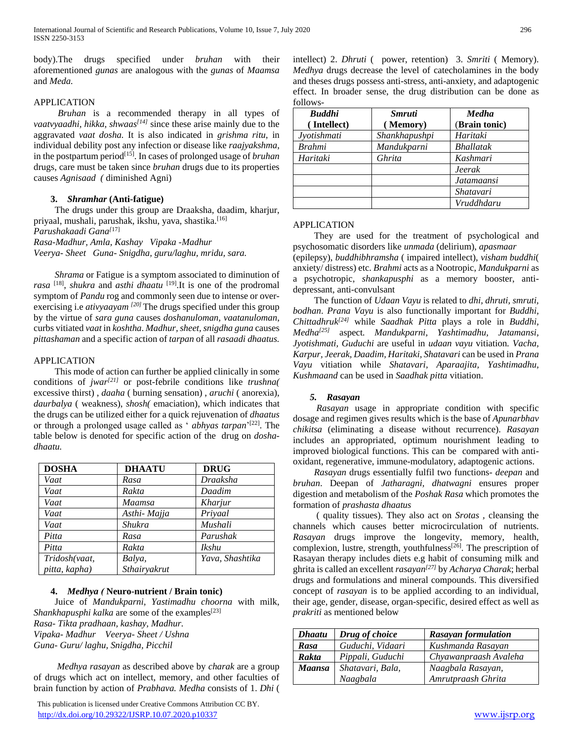body).The drugs specified under *bruhan* with their aforementioned *gunas* are analogous with the *gunas* of *Maamsa* and *Meda.*

APPLICATION

*Bruhan* is a recommended therapy in all types of *vaatvyaadhi, hikka, shwaas*[14] since these arise mainly due to the aggravated *vaat dosha.* It is also indicated in *grishma ritu,* in individual debility post any infection or disease like *raajyakshma*, in the postpartum period[15]. In cases of prolonged usage of *bruhan* drugs, care must be taken since *bruhan* drugs due to its properties causes *Agnisaad (* diminished Agni)

### 3. *Shramhar* (Anti-fatigue)

The drugs under this group are Draaksha, daadim, kharjur, priyaal, mushali, parushak, ikshu, yava, shastika.[16]

*Parushakaadi Gana*[17]
*Rasa-Madhur, Amla, Kashay Vipaka -Madhur*
*Veerya- Sheet Guna- Snigdha, guru/laghu, mridu, sara.*

*Shrama* or Fatigue is a symptom associated to diminution of *rasa* [18], *shukra* and *asthi dhaatu* [19].It is one of the prodromal symptom of *Pandu* rog and commonly seen due to intense or over-exercising i.e *ativyaayam* [20] The drugs specified under this group by the virtue of *sara guna* causes *doshanuloman, vaatanuloman,* curbs vitiated *vaat* in *koshtha*. *Madhur, sheet, snigdha guna* causes *pittashaman* and a specific action of *tarpan* of all *rasaadi dhaatus.*

APPLICATION

This mode of action can further be applied clinically in some conditions of *jwar*[21] or post-febrile conditions like *trushna(* excessive thirst) , *daaha* ( burning sensation) , *aruchi* ( anorexia), *daurbalya* ( weakness), *shosh(* emaciation), which indicates that the drugs can be utilized either for a quick rejuvenation of *dhaatus* or through a prolonged usage called as ' *abhyas tarpan*'[22]. The table below is denoted for specific action of the drug on *dosha-dhaatu.*

| DOSHA | DHAATU | DRUG |
|---|---|---|
| *Vaat* | *Rasa* | *Draaksha* |
| *Vaat* | *Rakta* | *Daadim* |
| *Vaat* | *Maamsa* | *Kharjur* |
| *Vaat* | *Asthi- Majja* | *Priyaal* |
| *Vaat* | *Shukra* | *Mushali* |
| *Pitta* | *Rasa* | *Parushak* |
| *Pitta* | *Rakta* | *Ikshu* |
| *Tridosh(vaat, pitta, kapha)* | *Balya, Sthairyakrut* | *Yava, Shashtika* |

### 4. *Medhya (* Neuro-nutrient / Brain tonic)

Juice of *Mandukparni, Yastimadhu choorna* with milk, *Shankhapusphi kalka* are some of the examples[23]

*Rasa- Tikta pradhaan, kashay, Madhur.*
*Vipaka- Madhur Veerya- Sheet / Ushna*
*Guna- Guru/ laghu, Snigdha, Picchil*

*Medhya rasayan* as described above by *charak* are a group of drugs which act on intellect, memory, and other faculties of brain function by action of *Prabhava. Medha* consists of 1. *Dhi* ( intellect) 2. *Dhruti* ( power, retention) 3. *Smriti* ( Memory). *Medhya* drugs decrease the level of catecholamines in the body and theses drugs possess anti-stress, anti-anxiety, and adaptogenic effect. In broader sense, the drug distribution can be done as follows-

| *Buddhi* (Intellect) | *Smruti* (Memory) | *Medha* (Brain tonic) |
|---|---|---|
| *Jyotishmati* | *Shankhapushpi* | *Haritaki* |
| *Brahmi* | *Mandukparni* | *Bhallatak* |
| *Haritaki* | *Ghrita* | *Kashmari* |
| | | *Jeerak* |
| | | *Jatamaansi* |
| | | *Shatavari* |
| | | *Vruddhdaru* |

APPLICATION

They are used for the treatment of psychological and psychosomatic disorders like *unmada* (delirium), *apasmaar* (epilepsy), *buddhibhramsha* ( impaired intellect), *visham buddhi*( anxiety/ distress) etc. *Brahmi* acts as a Nootropic, *Mandukparni* as a psychotropic, *shankapusphi* as a memory booster, anti-depressant, anti-convulsant

The function of *Udaan Vayu* is related to *dhi, dhruti, smruti, bodhan*. *Prana Vayu* is also functionally important for *Buddhi, Chittadhruk*[24] while *Saadhak Pitta* plays a role in *Buddhi, Medha*[25] aspect. *Mandukparni, Yashtimadhu, Jatamansi, Jyotishmati, Guduchi* are useful in *udaan vayu* vitiation. *Vacha, Karpur, Jeerak, Daadim, Haritaki, Shatavari* can be used in *Prana Vayu* vitiation while *Shatavari, Aparaajita, Yashtimadhu, Kushmaand* can be used in *Saadhak pitta* vitiation.

### 5. *Rasayan*

*Rasayan* usage in appropriate condition with specific dosage and regimen gives results which is the base of *Apunarbhav chikitsa* (eliminating a disease without recurrence). *Rasayan* includes an appropriated, optimum nourishment leading to improved biological functions. This can be compared with anti-oxidant, regenerative, immune-modulatory, adaptogenic actions.

*Rasayan* drugs essentially fulfil two functions- *deepan* and *bruhan*. Deepan of *Jatharagni, dhatwagni* ensures proper digestion and metabolism of the *Poshak Rasa* which promotes the formation of *prashasta dhaatus*

( quality tissues). They also act on *Srotas* , cleansing the channels which causes better microcirculation of nutrients. *Rasayan* drugs improve the longevity, memory, health, complexion, lustre, strength, youthfulness[26]. The prescription of Rasayan therapy includes diets e.g habit of consuming milk and ghrita is called an excellent *rasayan*[27] by *Acharya Charak*; herbal drugs and formulations and mineral compounds. This diversified concept of *rasayan* is to be applied according to an individual, their age, gender, disease, organ-specific, desired effect as well as *prakriti* as mentioned below

| ***Dhaatu*** | ***Drug of choice*** | ***Rasayan formulation*** |
|---|---|---|
| ***Rasa*** | *Guduchi, Vidaari* | *Kushmanda Rasayan* |
| ***Rakta*** | *Pippali, Guduchi* | *Chyawanpraash Avaleha* |
| ***Maansa*** | *Shatavari, Bala, Naagbala* | *Naagbala Rasayan, Amrutpraash Ghrita* |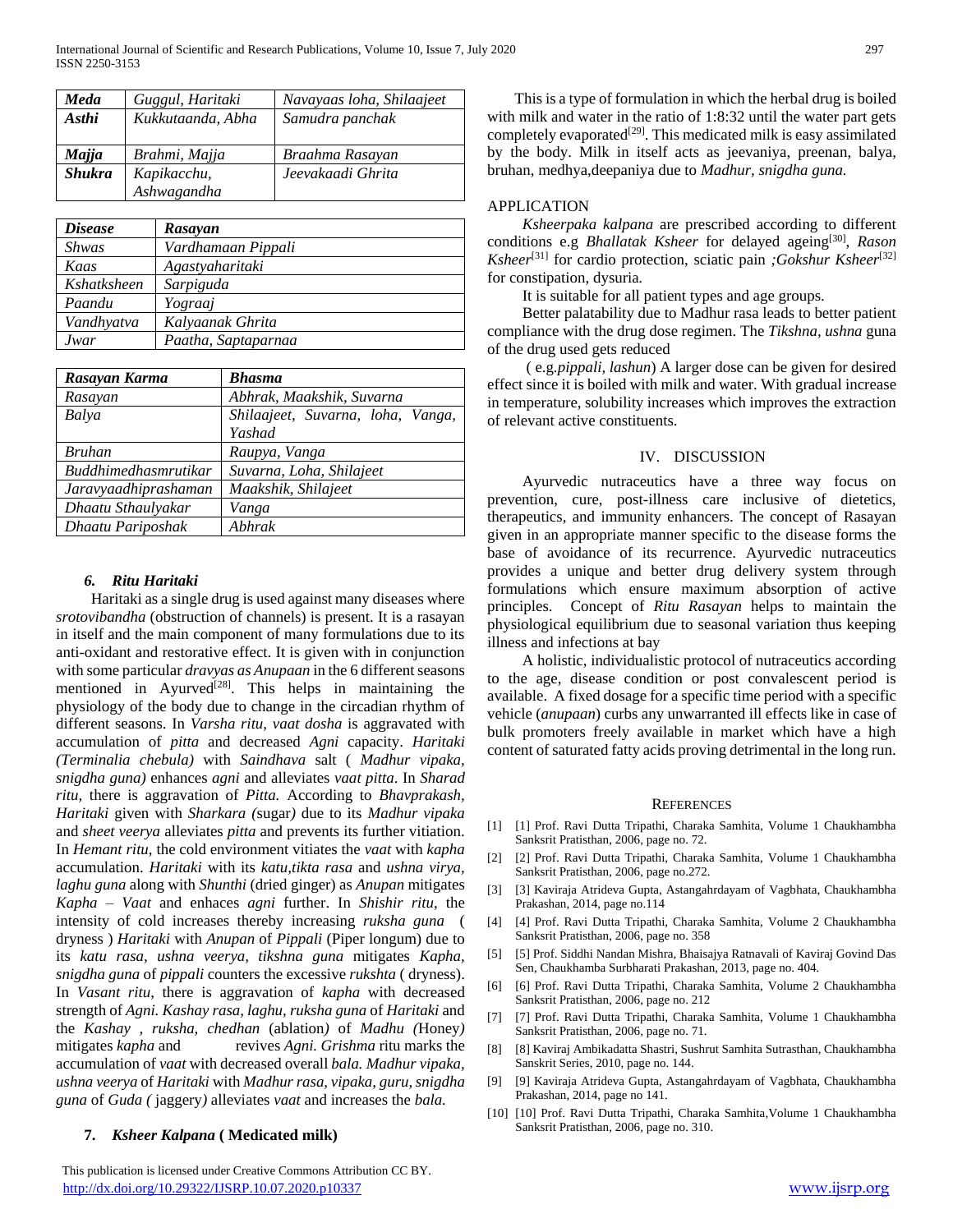| *Meda* | *Guggul, Haritaki* | *Navayaas loha, Shilaajeet* |
|---|---|---|
| *Asthi* | *Kukkutaanda, Abha* | *Samudra panchak* |
| *Majja* | *Brahmi, Majja* | *Braahma Rasayan* |
| *Shukra* | *Kapikacchu, Ashwagandha* | *Jeevakaadi Ghrita* |

| *Disease* | *Rasayan* |
|---|---|
| *Shwas* | *Vardhamaan Pippali* |
| *Kaas* | *Agastyaharitaki* |
| *Kshatksheen* | *Sarpiguda* |
| *Paandu* | *Yograaj* |
| *Vandhyatva* | *Kalyaanak Ghrita* |
| *Jwar* | *Paatha, Saptaparnaa* |

| *Rasayan Karma* | *Bhasma* |
|---|---|
| *Rasayan* | *Abhrak, Maakshik, Suvarna* |
| *Balya* | *Shilaajeet, Suvarna, loha, Vanga, Yashad* |
| *Bruhan* | *Raupya, Vanga* |
| *Buddhimedhasmrutikar* | *Suvarna, Loha, Shilajeet* |
| *Jaravyaadhiprashaman* | *Maakshik, Shilajeet* |
| *Dhaatu Sthaulyakar* | *Vanga* |
| *Dhaatu Pariposhak* | *Abhrak* |

### *6. Ritu Haritaki*

Haritaki as a single drug is used against many diseases where *srotovibandha* (obstruction of channels) is present. It is a rasayan in itself and the main component of many formulations due to its anti-oxidant and restorative effect. It is given with in conjunction with some particular *dravyas as Anupaan* in the 6 different seasons mentioned in Ayurved[28]. This helps in maintaining the physiology of the body due to change in the circadian rhythm of different seasons. In *Varsha ritu, vaat dosha* is aggravated with accumulation of *pitta* and decreased *Agni* capacity. *Haritaki (Terminalia chebula)* with *Saindhava* salt ( *Madhur vipaka, snigdha guna)* enhances *agni* and alleviates *vaat pitta*. In *Sharad ritu*, there is aggravation of *Pitta.* According to *Bhavprakash, Haritaki* given with *Sharkara (*sugar*)* due to its *Madhur vipaka* and *sheet veerya* alleviates *pitta* and prevents its further vitiation. In *Hemant ritu*, the cold environment vitiates the *vaat* with *kapha* accumulation. *Haritaki* with its *katu,tikta rasa* and *ushna virya, laghu guna* along with *Shunthi* (dried ginger) as *Anupan* mitigates *Kapha – Vaat* and enhaces *agni* further. In *Shishir ritu*, the intensity of cold increases thereby increasing *ruksha guna* ( dryness ) *Haritaki* with *Anupan* of *Pippali* (Piper longum) due to its *katu rasa, ushna veerya, tikshna guna* mitigates *Kapha, snigdha guna* of *pippali* counters the excessive *rukshta* ( dryness). In *Vasant ritu*, there is aggravation of *kapha* with decreased strength of *Agni. Kashay rasa, laghu, ruksha guna* of *Haritaki* and the *Kashay , ruksha, chedhan* (ablation*)* of *Madhu (*Honey*)* mitigates *kapha* and revives *Agni. Grishma* ritu marks the accumulation of *vaat* with decreased overall *bala. Madhur vipaka, ushna veerya* of *Haritaki* with *Madhur rasa, vipaka, guru, snigdha guna* of *Guda (* jaggery*)* alleviates *vaat* and increases the *bala.*

### 7. *Ksheer Kalpana* ( Medicated milk)

This is a type of formulation in which the herbal drug is boiled with milk and water in the ratio of 1:8:32 until the water part gets completely evaporated[29]. This medicated milk is easy assimilated by the body. Milk in itself acts as jeevaniya, preenan, balya, bruhan, medhya,deepaniya due to *Madhur, snigdha guna.*

#### APPLICATION

*Ksheerpaka kalpana* are prescribed according to different conditions e.g *Bhallatak Ksheer* for delayed ageing[30], *Rason Ksheer*[31] for cardio protection, sciatic pain *;Gokshur Ksheer*[32] for constipation, dysuria.

It is suitable for all patient types and age groups.

Better palatability due to Madhur rasa leads to better patient compliance with the drug dose regimen. The *Tikshna, ushna* guna of the drug used gets reduced

( e.g.*pippali, lashun*) A larger dose can be given for desired effect since it is boiled with milk and water. With gradual increase in temperature, solubility increases which improves the extraction of relevant active constituents.

## IV. DISCUSSION

Ayurvedic nutraceutics have a three way focus on prevention, cure, post-illness care inclusive of dietetics, therapeutics, and immunity enhancers. The concept of Rasayan given in an appropriate manner specific to the disease forms the base of avoidance of its recurrence. Ayurvedic nutraceutics provides a unique and better drug delivery system through formulations which ensure maximum absorption of active principles. Concept of *Ritu Rasayan* helps to maintain the physiological equilibrium due to seasonal variation thus keeping illness and infections at bay

A holistic, individualistic protocol of nutraceutics according to the age, disease condition or post convalescent period is available. A fixed dosage for a specific time period with a specific vehicle (*anupaan*) curbs any unwarranted ill effects like in case of bulk promoters freely available in market which have a high content of saturated fatty acids proving detrimental in the long run.

## REFERENCES

[1] [1] Prof. Ravi Dutta Tripathi, Charaka Samhita, Volume 1 Chaukhambha Sanksrit Pratisthan, 2006, page no. 72.

[2] [2] Prof. Ravi Dutta Tripathi, Charaka Samhita, Volume 1 Chaukhambha Sanksrit Pratisthan, 2006, page no.272.

[3] [3] Kaviraja Atrideva Gupta, Astangahrdayam of Vagbhata, Chaukhambha Prakashan, 2014, page no.114

[4] [4] Prof. Ravi Dutta Tripathi, Charaka Samhita, Volume 2 Chaukhambha Sanksrit Pratisthan, 2006, page no. 358

[5] [5] Prof. Siddhi Nandan Mishra, Bhaisajya Ratnavali of Kaviraj Govind Das Sen, Chaukhamba Surbharati Prakashan, 2013, page no. 404.

[6] [6] Prof. Ravi Dutta Tripathi, Charaka Samhita, Volume 2 Chaukhambha Sanksrit Pratisthan, 2006, page no. 212

[7] [7] Prof. Ravi Dutta Tripathi, Charaka Samhita, Volume 1 Chaukhambha Sanksrit Pratisthan, 2006, page no. 71.

[8] [8] Kaviraj Ambikadatta Shastri, Sushrut Samhita Sutrasthan, Chaukhambha Sanskrit Series, 2010, page no. 144.

[9] [9] Kaviraja Atrideva Gupta, Astangahrdayam of Vagbhata, Chaukhambha Prakashan, 2014, page no 141.

[10] [10] Prof. Ravi Dutta Tripathi, Charaka Samhita,Volume 1 Chaukhambha Sanksrit Pratisthan, 2006, page no. 310.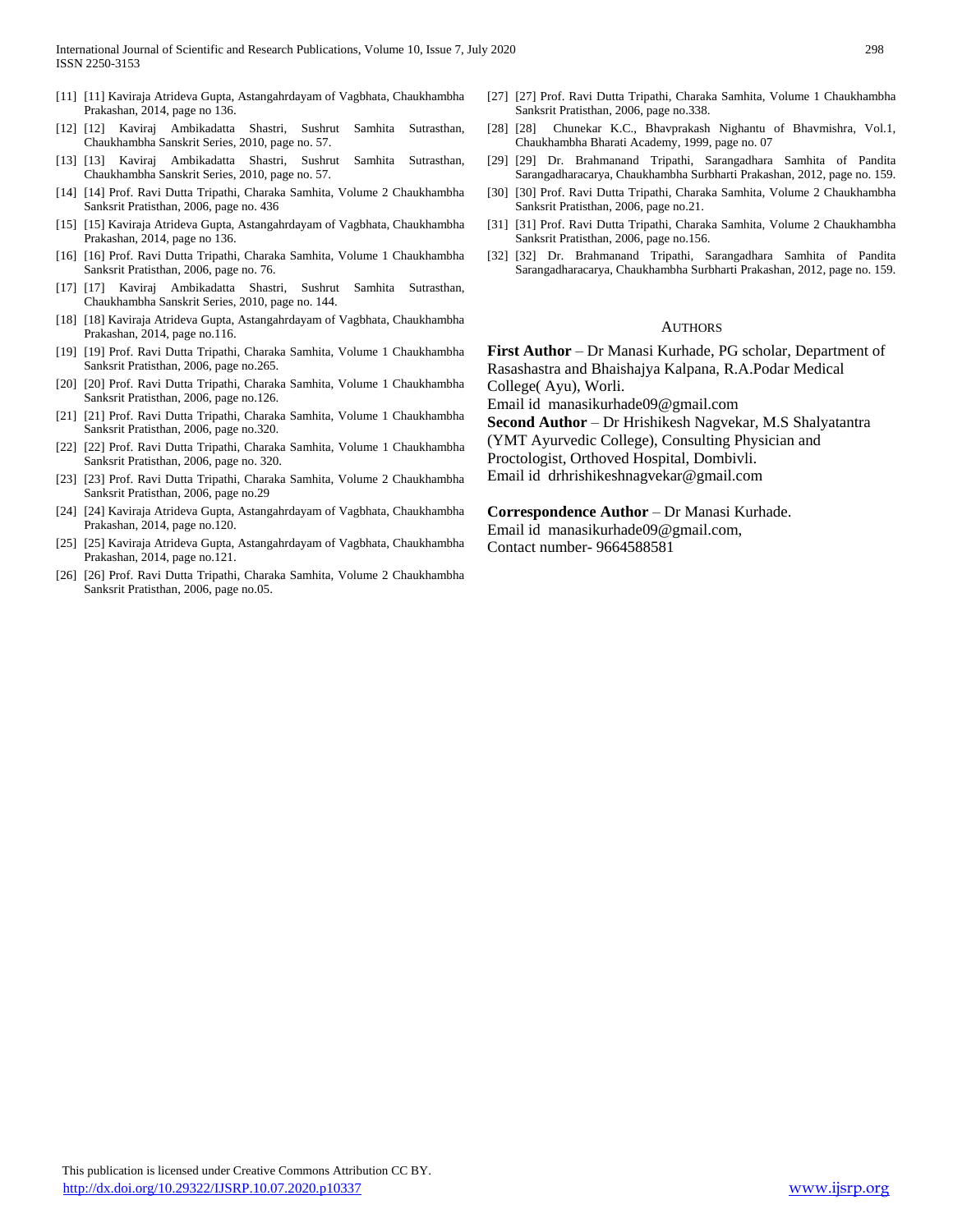[11] [11] Kaviraja Atrideva Gupta, Astangahrdayam of Vagbhata, Chaukhambha Prakashan, 2014, page no 136.

[12] [12] Kaviraj Ambikadatta Shastri, Sushrut Samhita Sutrasthan, Chaukhambha Sanskrit Series, 2010, page no. 57.

[13] [13] Kaviraj Ambikadatta Shastri, Sushrut Samhita Sutrasthan, Chaukhambha Sanskrit Series, 2010, page no. 57.

[14] [14] Prof. Ravi Dutta Tripathi, Charaka Samhita, Volume 2 Chaukhambha Sanksrit Pratisthan, 2006, page no. 436

[15] [15] Kaviraja Atrideva Gupta, Astangahrdayam of Vagbhata, Chaukhambha Prakashan, 2014, page no 136.

[16] [16] Prof. Ravi Dutta Tripathi, Charaka Samhita, Volume 1 Chaukhambha Sanksrit Pratisthan, 2006, page no. 76.

[17] [17] Kaviraj Ambikadatta Shastri, Sushrut Samhita Sutrasthan, Chaukhambha Sanskrit Series, 2010, page no. 144.

[18] [18] Kaviraja Atrideva Gupta, Astangahrdayam of Vagbhata, Chaukhambha Prakashan, 2014, page no.116.

[19] [19] Prof. Ravi Dutta Tripathi, Charaka Samhita, Volume 1 Chaukhambha Sanksrit Pratisthan, 2006, page no.265.

[20] [20] Prof. Ravi Dutta Tripathi, Charaka Samhita, Volume 1 Chaukhambha Sanksrit Pratisthan, 2006, page no.126.

[21] [21] Prof. Ravi Dutta Tripathi, Charaka Samhita, Volume 1 Chaukhambha Sanksrit Pratisthan, 2006, page no.320.

[22] [22] Prof. Ravi Dutta Tripathi, Charaka Samhita, Volume 1 Chaukhambha Sanksrit Pratisthan, 2006, page no. 320.

[23] [23] Prof. Ravi Dutta Tripathi, Charaka Samhita, Volume 2 Chaukhambha Sanksrit Pratisthan, 2006, page no.29

[24] [24] Kaviraja Atrideva Gupta, Astangahrdayam of Vagbhata, Chaukhambha Prakashan, 2014, page no.120.

[25] [25] Kaviraja Atrideva Gupta, Astangahrdayam of Vagbhata, Chaukhambha Prakashan, 2014, page no.121.

[26] [26] Prof. Ravi Dutta Tripathi, Charaka Samhita, Volume 2 Chaukhambha Sanksrit Pratisthan, 2006, page no.05.

[27] [27] Prof. Ravi Dutta Tripathi, Charaka Samhita, Volume 1 Chaukhambha Sanksrit Pratisthan, 2006, page no.338.

[28] [28] Chunekar K.C., Bhavprakash Nighantu of Bhavmishra, Vol.1, Chaukhambha Bharati Academy, 1999, page no. 07

[29] [29] Dr. Brahmanand Tripathi, Sarangadhara Samhita of Pandita Sarangadharacarya, Chaukhambha Surbharti Prakashan, 2012, page no. 159.

[30] [30] Prof. Ravi Dutta Tripathi, Charaka Samhita, Volume 2 Chaukhambha Sanksrit Pratisthan, 2006, page no.21.

[31] [31] Prof. Ravi Dutta Tripathi, Charaka Samhita, Volume 2 Chaukhambha Sanksrit Pratisthan, 2006, page no.156.

[32] [32] Dr. Brahmanand Tripathi, Sarangadhara Samhita of Pandita Sarangadharacarya, Chaukhambha Surbharti Prakashan, 2012, page no. 159.

## AUTHORS

**First Author** – Dr Manasi Kurhade, PG scholar, Department of Rasashastra and Bhaishajya Kalpana, R.A.Podar Medical College( Ayu), Worli.
Email id manasikurhade09@gmail.com

**Second Author** – Dr Hrishikesh Nagvekar, M.S Shalyatantra (YMT Ayurvedic College), Consulting Physician and Proctologist, Orthoved Hospital, Dombivli.
Email id drhrishikeshnagvekar@gmail.com

**Correspondence Author** – Dr Manasi Kurhade.
Email id manasikurhade09@gmail.com,
Contact number- 9664588581